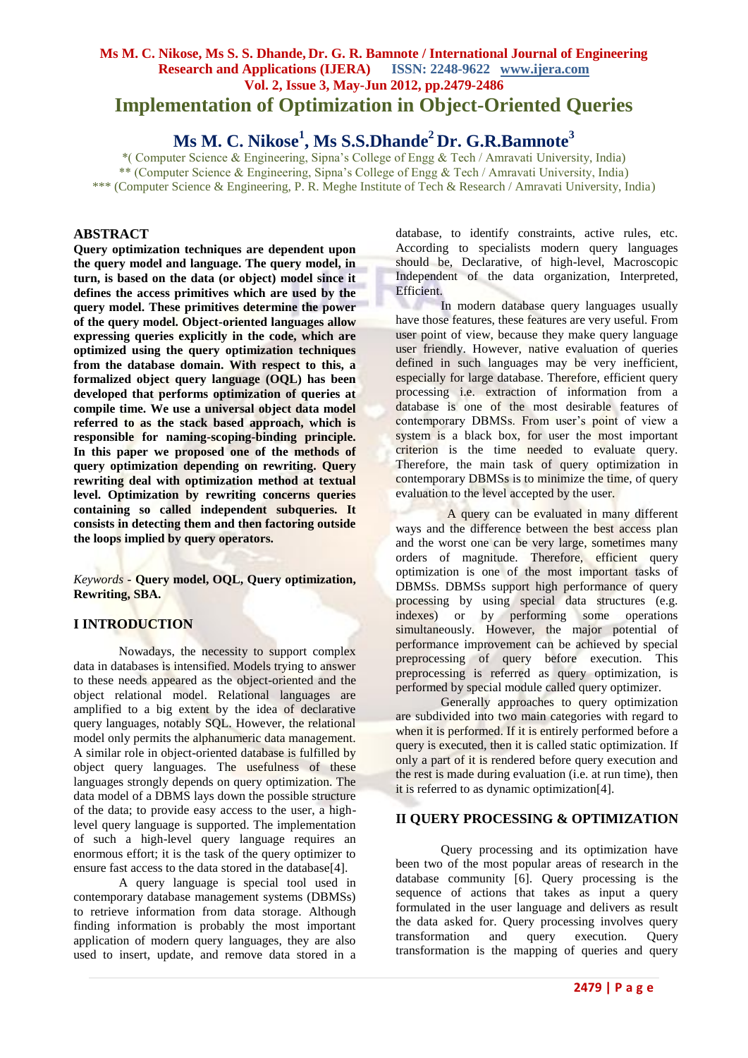# Implementation of Optimization in Object-Oriented Queries

**Ms M. C. Nikose[1], Ms S.S.Dhande[2] Dr. G.R.Bamnote[3]**

*( Computer Science & Engineering, Sipna's College of Engg & Tech / Amravati University, India)
** (Computer Science & Engineering, Sipna's College of Engg & Tech / Amravati University, India)
*** (Computer Science & Engineering, P. R. Meghe Institute of Tech & Research / Amravati University, India)

## ABSTRACT

**Query optimization techniques are dependent upon the query model and language. The query model, in turn, is based on the data (or object) model since it defines the access primitives which are used by the query model. These primitives determine the power of the query model. Object-oriented languages allow expressing queries explicitly in the code, which are optimized using the query optimization techniques from the database domain. With respect to this, a formalized object query language (OQL) has been developed that performs optimization of queries at compile time. We use a universal object data model referred to as the stack based approach, which is responsible for naming-scoping-binding principle. In this paper we proposed one of the methods of query optimization depending on rewriting. Query rewriting deal with optimization method at textual level. Optimization by rewriting concerns queries containing so called independent subqueries. It consists in detecting them and then factoring outside the loops implied by query operators.**

*Keywords* - **Query model, OQL, Query optimization, Rewriting, SBA.**

## I INTRODUCTION

Nowadays, the necessity to support complex data in databases is intensified. Models trying to answer to these needs appeared as the object-oriented and the object relational model. Relational languages are amplified to a big extent by the idea of declarative query languages, notably SQL. However, the relational model only permits the alphanumeric data management. A similar role in object-oriented database is fulfilled by object query languages. The usefulness of these languages strongly depends on query optimization. The data model of a DBMS lays down the possible structure of the data; to provide easy access to the user, a high-level query language is supported. The implementation of such a high-level query language requires an enormous effort; it is the task of the query optimizer to ensure fast access to the data stored in the database[4].

A query language is special tool used in contemporary database management systems (DBMSs) to retrieve information from data storage. Although finding information is probably the most important application of modern query languages, they are also used to insert, update, and remove data stored in a database, to identify constraints, active rules, etc. According to specialists modern query languages should be, Declarative, of high-level, Macroscopic Independent of the data organization, Interpreted, Efficient.

In modern database query languages usually have those features, these features are very useful. From user point of view, because they make query language user friendly. However, native evaluation of queries defined in such languages may be very inefficient, especially for large database. Therefore, efficient query processing i.e. extraction of information from a database is one of the most desirable features of contemporary DBMSs. From user's point of view a system is a black box, for user the most important criterion is the time needed to evaluate query. Therefore, the main task of query optimization in contemporary DBMSs is to minimize the time, of query evaluation to the level accepted by the user.

A query can be evaluated in many different ways and the difference between the best access plan and the worst one can be very large, sometimes many orders of magnitude. Therefore, efficient query optimization is one of the most important tasks of DBMSs. DBMSs support high performance of query processing by using special data structures (e.g. indexes) or by performing some operations simultaneously. However, the major potential of performance improvement can be achieved by special preprocessing of query before execution. This preprocessing is referred as query optimization, is performed by special module called query optimizer.

Generally approaches to query optimization are subdivided into two main categories with regard to when it is performed. If it is entirely performed before a query is executed, then it is called static optimization. If only a part of it is rendered before query execution and the rest is made during evaluation (i.e. at run time), then it is referred to as dynamic optimization[4].

## II QUERY PROCESSING & OPTIMIZATION

Query processing and its optimization have been two of the most popular areas of research in the database community [6]. Query processing is the sequence of actions that takes as input a query formulated in the user language and delivers as result the data asked for. Query processing involves query transformation and query execution. Query transformation is the mapping of queries and query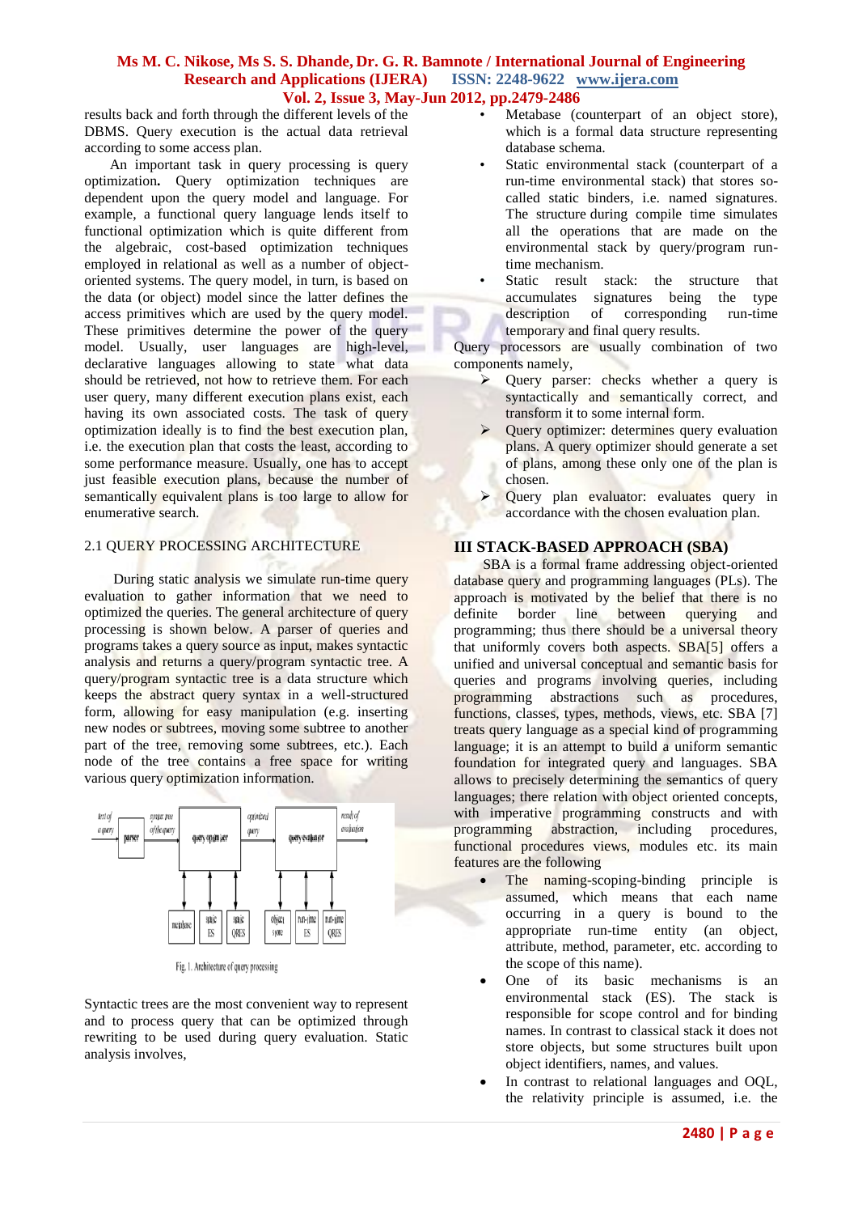results back and forth through the different levels of the DBMS. Query execution is the actual data retrieval according to some access plan.

An important task in query processing is query optimization**.** Query optimization techniques are dependent upon the query model and language. For example, a functional query language lends itself to functional optimization which is quite different from the algebraic, cost-based optimization techniques employed in relational as well as a number of object-oriented systems. The query model, in turn, is based on the data (or object) model since the latter defines the access primitives which are used by the query model. These primitives determine the power of the query model. Usually, user languages are high-level, declarative languages allowing to state what data should be retrieved, not how to retrieve them. For each user query, many different execution plans exist, each having its own associated costs. The task of query optimization ideally is to find the best execution plan, i.e. the execution plan that costs the least, according to some performance measure. Usually, one has to accept just feasible execution plans, because the number of semantically equivalent plans is too large to allow for enumerative search.

### 2.1 QUERY PROCESSING ARCHITECTURE

During static analysis we simulate run-time query evaluation to gather information that we need to optimized the queries. The general architecture of query processing is shown below. A parser of queries and programs takes a query source as input, makes syntactic analysis and returns a query/program syntactic tree. A query/program syntactic tree is a data structure which keeps the abstract query syntax in a well-structured form, allowing for easy manipulation (e.g. inserting new nodes or subtrees, moving some subtree to another part of the tree, removing some subtrees, etc.). Each node of the tree contains a free space for writing various query optimization information.

Fig. 1. Architecture of query processing

Syntactic trees are the most convenient way to represent and to process query that can be optimized through rewriting to be used during query evaluation. Static analysis involves,

- Metabase (counterpart of an object store), which is a formal data structure representing database schema.
- Static environmental stack (counterpart of a run-time environmental stack) that stores so-called static binders, i.e. named signatures. The structure during compile time simulates all the operations that are made on the environmental stack by query/program run-time mechanism.
- Static result stack: the structure that accumulates signatures being the type description of corresponding run-time temporary and final query results.

Query processors are usually combination of two components namely,

- Query parser: checks whether a query is syntactically and semantically correct, and transform it to some internal form.
- Query optimizer: determines query evaluation plans. A query optimizer should generate a set of plans, among these only one of the plan is chosen.
- Query plan evaluator: evaluates query in accordance with the chosen evaluation plan.

## III STACK-BASED APPROACH (SBA)

SBA is a formal frame addressing object-oriented database query and programming languages (PLs). The approach is motivated by the belief that there is no definite border line between querying and programming; thus there should be a universal theory that uniformly covers both aspects. SBA[5] offers a unified and universal conceptual and semantic basis for queries and programs involving queries, including programming abstractions such as procedures, functions, classes, types, methods, views, etc. SBA [7] treats query language as a special kind of programming language; it is an attempt to build a uniform semantic foundation for integrated query and languages. SBA allows to precisely determining the semantics of query languages; there relation with object oriented concepts, with imperative programming constructs and with programming abstraction, including procedures, functional procedures views, modules etc. its main features are the following

- The naming-scoping-binding principle is assumed, which means that each name occurring in a query is bound to the appropriate run-time entity (an object, attribute, method, parameter, etc. according to the scope of this name).
- One of its basic mechanisms is an environmental stack (ES). The stack is responsible for scope control and for binding names. In contrast to classical stack it does not store objects, but some structures built upon object identifiers, names, and values.
- In contrast to relational languages and OQL, the relativity principle is assumed, i.e. the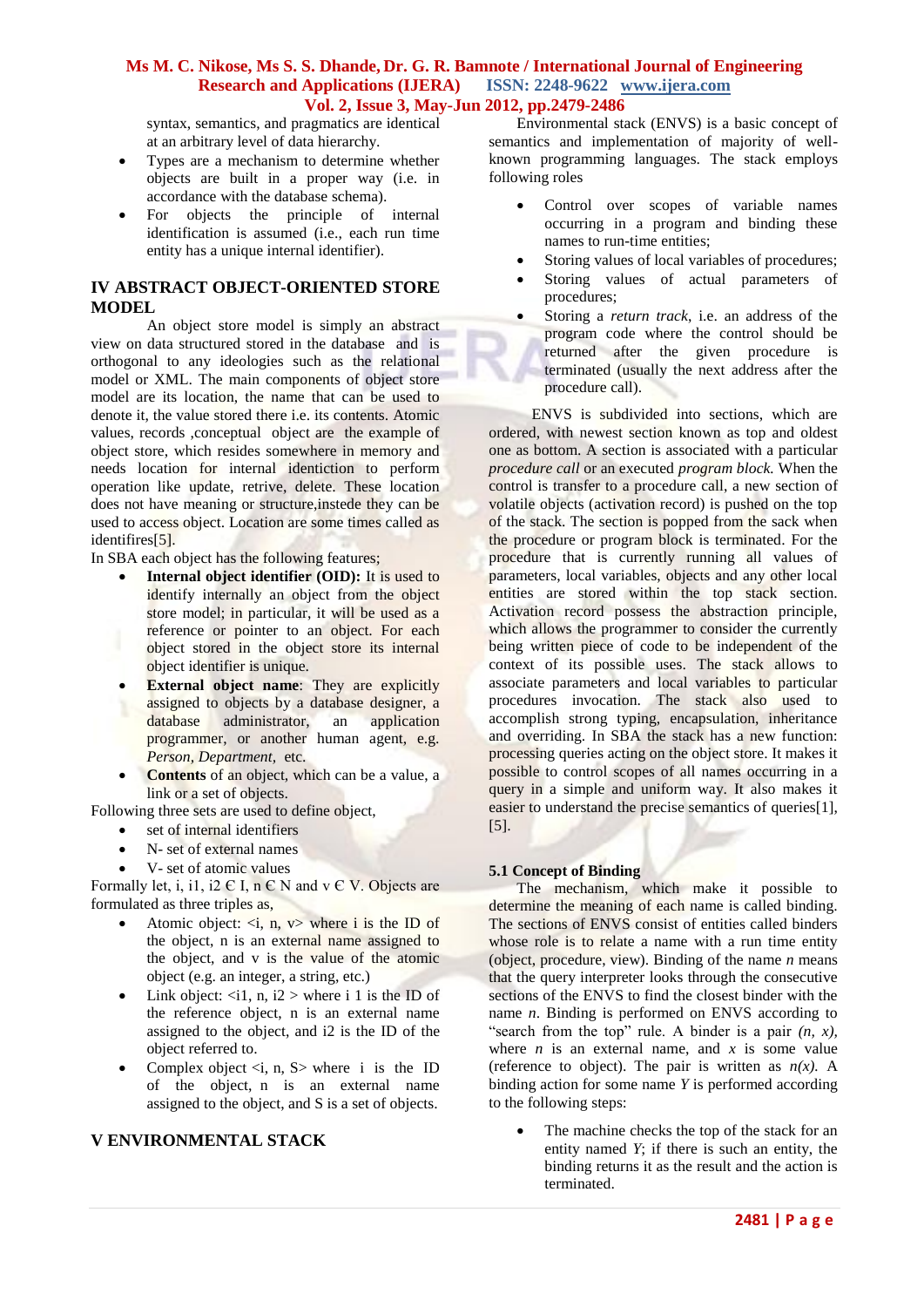syntax, semantics, and pragmatics are identical at an arbitrary level of data hierarchy.

- Types are a mechanism to determine whether objects are built in a proper way (i.e. in accordance with the database schema).
- For objects the principle of internal identification is assumed (i.e., each run time entity has a unique internal identifier).

## IV ABSTRACT OBJECT-ORIENTED STORE MODEL

An object store model is simply an abstract view on data structured stored in the database and is orthogonal to any ideologies such as the relational model or XML. The main components of object store model are its location, the name that can be used to denote it, the value stored there i.e. its contents. Atomic values, records ,conceptual object are the example of object store, which resides somewhere in memory and needs location for internal identiction to perform operation like update, retrive, delete. These location does not have meaning or structure,instede they can be used to access object. Location are some times called as identifires[5].

In SBA each object has the following features;

- **Internal object identifier (OID):** It is used to identify internally an object from the object store model; in particular, it will be used as a reference or pointer to an object. For each object stored in the object store its internal object identifier is unique.
- **External object name**: They are explicitly assigned to objects by a database designer, a database administrator, an application programmer, or another human agent, e.g. *Person, Department,* etc.
- **Contents** of an object, which can be a value, a link or a set of objects.

Following three sets are used to define object,

- set of internal identifiers
- N- set of external names
- V- set of atomic values

Formally let, i, i1, i2 $\in$ I, n $\in$ N and v $\in$ V. Objects are formulated as three triples as,

- Atomic object: <i, n, v> where i is the ID of the object, n is an external name assigned to the object, and v is the value of the atomic object (e.g. an integer, a string, etc.)
- Link object: <i1, n, i2 > where i 1 is the ID of the reference object, n is an external name assigned to the object, and i2 is the ID of the object referred to.
- Complex object <i, n, S> where i is the ID of the object, n is an external name assigned to the object, and S is a set of objects.

## V ENVIRONMENTAL STACK

Environmental stack (ENVS) is a basic concept of semantics and implementation of majority of well-known programming languages. The stack employs following roles

- Control over scopes of variable names occurring in a program and binding these names to run-time entities;
- Storing values of local variables of procedures;
- Storing values of actual parameters of procedures;
- Storing a *return track*, i.e. an address of the program code where the control should be returned after the given procedure is terminated (usually the next address after the procedure call).

ENVS is subdivided into sections, which are ordered, with newest section known as top and oldest one as bottom. A section is associated with a particular *procedure call* or an executed *program block.* When the control is transfer to a procedure call, a new section of volatile objects (activation record) is pushed on the top of the stack. The section is popped from the sack when the procedure or program block is terminated. For the procedure that is currently running all values of parameters, local variables, objects and any other local entities are stored within the top stack section. Activation record possess the abstraction principle, which allows the programmer to consider the currently being written piece of code to be independent of the context of its possible uses. The stack allows to associate parameters and local variables to particular procedures invocation. The stack also used to accomplish strong typing, encapsulation, inheritance and overriding. In SBA the stack has a new function: processing queries acting on the object store. It makes it possible to control scopes of all names occurring in a query in a simple and uniform way. It also makes it easier to understand the precise semantics of queries[1], [5].

### 5.1 Concept of Binding

The mechanism, which make it possible to determine the meaning of each name is called binding. The sections of ENVS consist of entities called binders whose role is to relate a name with a run time entity (object, procedure, view). Binding of the name *n* means that the query interpreter looks through the consecutive sections of the ENVS to find the closest binder with the name *n*. Binding is performed on ENVS according to "search from the top" rule. A binder is a pair *(n, x),* where *n* is an external name, and *x* is some value (reference to object). The pair is written as *n(x).* A binding action for some name *Y* is performed according to the following steps:

- The machine checks the top of the stack for an entity named *Y*; if there is such an entity, the binding returns it as the result and the action is terminated.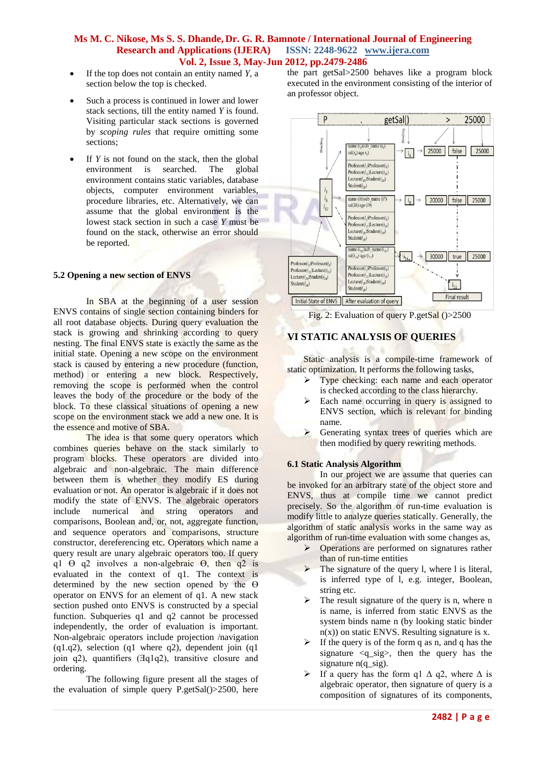- If the top does not contain an entity named *Y*, a section below the top is checked.
- Such a process is continued in lower and lower stack sections, till the entity named *Y* is found. Visiting particular stack sections is governed by *scoping rules* that require omitting some sections;
- If *Y* is not found on the stack, then the global environment is searched. The global environment contains static variables, database objects, computer environment variables, procedure libraries, etc. Alternatively, we can assume that the global environment is the lowest stack section in such a case *Y* must be found on the stack, otherwise an error should be reported.

### 5.2 Opening a new section of ENVS

In SBA at the beginning of a user session ENVS contains of single section containing binders for all root database objects. During query evaluation the stack is growing and shrinking according to query nesting. The final ENVS state is exactly the same as the initial state. Opening a new scope on the environment stack is caused by entering a new procedure (function, method) or entering a new block. Respectively, removing the scope is performed when the control leaves the body of the procedure or the body of the block. To these classical situations of opening a new scope on the environment stack we add a new one. It is the essence and motive of SBA.

The idea is that some query operators which combines queries behave on the stack similarly to program blocks. These operators are divided into algebraic and non-algebraic. The main difference between them is whether they modify ES during evaluation or not. An operator is algebraic if it does not modify the state of ENVS. The algebraic operators include numerical and string operators and comparisons, Boolean and, or, not, aggregate function, and sequence operators and comparisons, structure constructor, dereferencing etc. Operators which name a query result are unary algebraic operators too. If query q1 Θ q2 involves a non-algebraic Θ, then q2 is evaluated in the context of q1. The context is determined by the new section opened by the Θ operator on ENVS for an element of q1. A new stack section pushed onto ENVS is constructed by a special function. Subqueries q1 and q2 cannot be processed independently, the order of evaluation is important. Non-algebraic operators include projection /navigation (q1.q2), selection (q1 where q2), dependent join (q1 join q2), quantifiers (∃q1q2), transitive closure and ordering.

The following figure present all the stages of the evaluation of simple query P.getSal()>2500, here the part getSal>2500 behaves like a program block executed in the environment consisting of the interior of an professor object.

Fig. 2: Evaluation of query P.getSal ()>2500

## VI STATIC ANALYSIS OF QUERIES

Static analysis is a compile-time framework of static optimization. It performs the following tasks,

- Type checking: each name and each operator is checked according to the class hierarchy.
- Each name occurring in query is assigned to ENVS section, which is relevant for binding name.
- Generating syntax trees of queries which are then modified by query rewriting methods.

### 6.1 Static Analysis Algorithm

In our project we are assume that queries can be invoked for an arbitrary state of the object store and ENVS, thus at compile time we cannot predict precisely. So the algorithm of run-time evaluation will modify little to analyze queries statically. Generally, the algorithm of static analysis works in the same way as algorithm of run-time evaluation with some changes as,

- Operations are performed on signatures rather than of run-time entities
- The signature of the query l, where l is literal, is inferred type of l, e.g. integer, Boolean, string etc.
- The result signature of the query is n, where n is name, is inferred from static ENVS as the system binds name n (by looking static binder n(x)) on static ENVS. Resulting signature is x.
- If the query is of the form q as n, and q has the signature <q_sig>, then the query has the signature n(q_sig).
- If a query has the form q1 Δ q2, where Δ is algebraic operator, then signature of query is a composition of signatures of its components,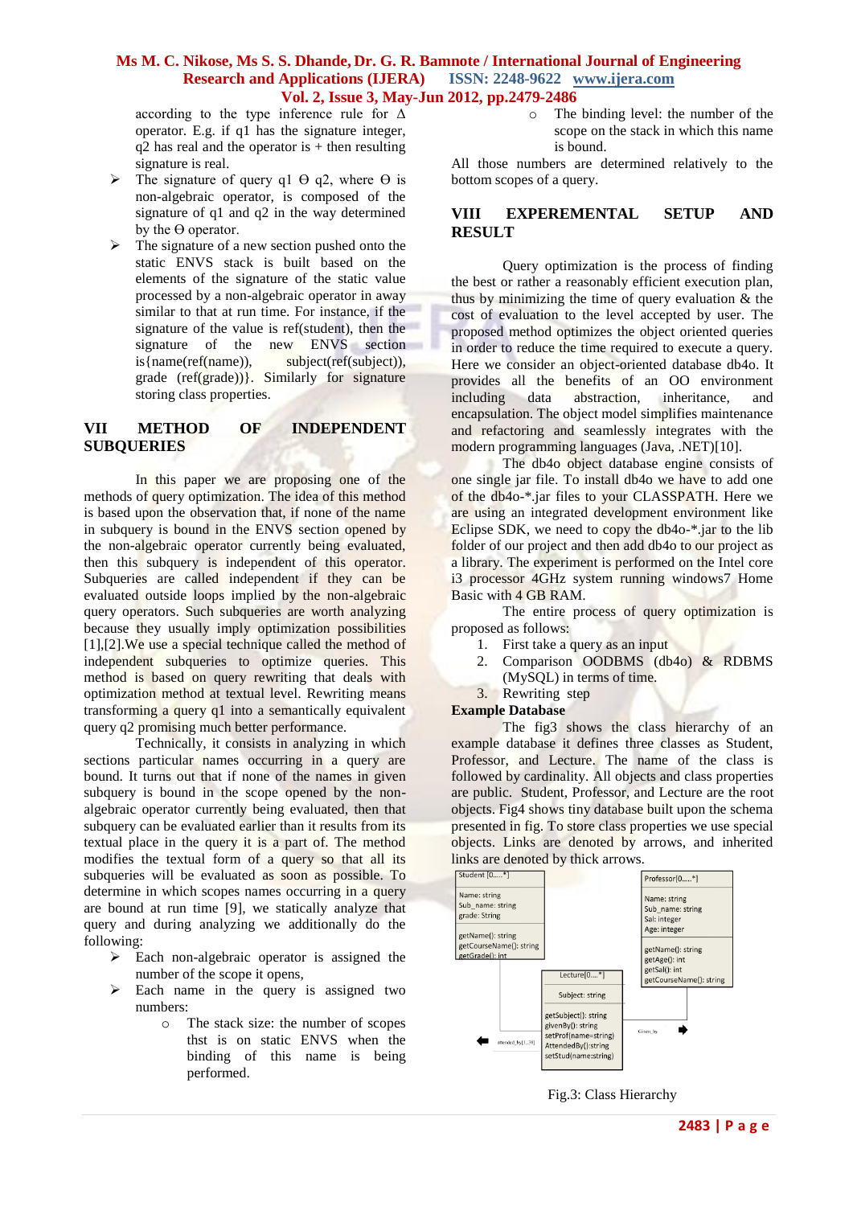according to the type inference rule for Δ operator. E.g. if q1 has the signature integer, q2 has real and the operator is + then resulting signature is real.

- The signature of query q1 Θ q2, where Θ is non-algebraic operator, is composed of the signature of q1 and q2 in the way determined by the Θ operator.
- The signature of a new section pushed onto the static ENVS stack is built based on the elements of the signature of the static value processed by a non-algebraic operator in away similar to that at run time. For instance, if the signature of the value is ref(student), then the signature of the new ENVS section is{name(ref(name)), subject(ref(subject)), grade (ref(grade))}. Similarly for signature storing class properties.

## VII METHOD OF INDEPENDENT SUBQUERIES

In this paper we are proposing one of the methods of query optimization. The idea of this method is based upon the observation that, if none of the name in subquery is bound in the ENVS section opened by the non-algebraic operator currently being evaluated, then this subquery is independent of this operator. Subqueries are called independent if they can be evaluated outside loops implied by the non-algebraic query operators. Such subqueries are worth analyzing because they usually imply optimization possibilities [1],[2].We use a special technique called the method of independent subqueries to optimize queries. This method is based on query rewriting that deals with optimization method at textual level. Rewriting means transforming a query q1 into a semantically equivalent query q2 promising much better performance.

Technically, it consists in analyzing in which sections particular names occurring in a query are bound. It turns out that if none of the names in given subquery is bound in the scope opened by the non-algebraic operator currently being evaluated, then that subquery can be evaluated earlier than it results from its textual place in the query it is a part of. The method modifies the textual form of a query so that all its subqueries will be evaluated as soon as possible. To determine in which scopes names occurring in a query are bound at run time [9], we statically analyze that query and during analyzing we additionally do the following:

- Each non-algebraic operator is assigned the number of the scope it opens,
- Each name in the query is assigned two numbers:
  - The stack size: the number of scopes thst is on static ENVS when the binding of this name is being performed.
  - The binding level: the number of the scope on the stack in which this name is bound.

All those numbers are determined relatively to the bottom scopes of a query.

## VIII EXPEREMENTAL SETUP AND RESULT

Query optimization is the process of finding the best or rather a reasonably efficient execution plan, thus by minimizing the time of query evaluation & the cost of evaluation to the level accepted by user. The proposed method optimizes the object oriented queries in order to reduce the time required to execute a query. Here we consider an object-oriented database db4o. It provides all the benefits of an OO environment including data abstraction, inheritance, and encapsulation. The object model simplifies maintenance and refactoring and seamlessly integrates with the modern programming languages (Java, .NET)[10].

The db4o object database engine consists of one single jar file. To install db4o we have to add one of the db4o-*.jar files to your CLASSPATH. Here we are using an integrated development environment like Eclipse SDK, we need to copy the db4o-*.jar to the lib folder of our project and then add db4o to our project as a library. The experiment is performed on the Intel core i3 processor 4GHz system running windows7 Home Basic with 4 GB RAM.

The entire process of query optimization is proposed as follows:

1. First take a query as an input
2. Comparison OODBMS (db4o) & RDBMS (MySQL) in terms of time.
3. Rewriting step

**Example Database**

The fig3 shows the class hierarchy of an example database it defines three classes as Student, Professor, and Lecture. The name of the class is followed by cardinality. All objects and class properties are public. Student, Professor, and Lecture are the root objects. Fig4 shows tiny database built upon the schema presented in fig. To store class properties we use special objects. Links are denoted by arrows, and inherited links are denoted by thick arrows.

| Student[0.....*] |
|---|
| Name: string<br>Sub_name: string<br>grade: String |
| getName(): string<br>getCourseName(): string<br>getGrade(): int |

| Professor[0.....*] |
|---|
| Name: string<br>Sub_name: string<br>Sal: integer<br>Age: integer |
| getName(): string<br>getAge(): int<br>getSal(): int<br>getCourseName(): string |

| Lecture[0....*] |
|---|
| Subject: string |
| getSubject(): string<br>givenBy(): string<br>setProf(name=string)<br>AttendedBy():string<br>setStud(name:string) |

attended_by[1...*]    Given_by

Fig.3: Class Hierarchy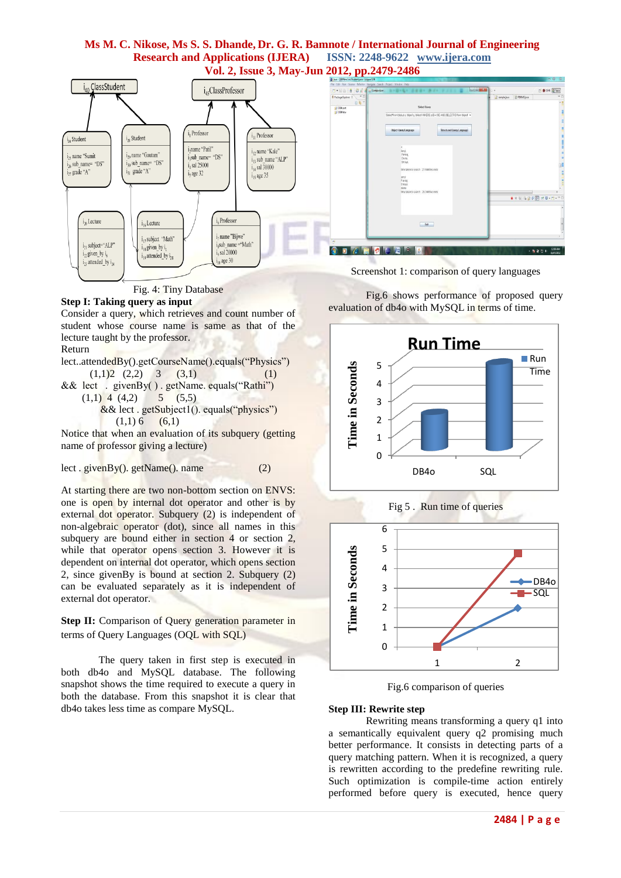Fig. 4: Tiny Database

**Step I: Taking query as input**

Consider a query, which retrieves and count number of student whose course name is same as that of the lecture taught by the professor.

Return

lect..attendedBy().getCourseName().equals("Physics")
(1,1)2 (2,2) 3 (3,1) (1)

&& lect . givenBy( ) . getName. equals("Rathi")
(1,1) 4 (4,2) 5 (5,5)

&& lect . getSubject1(). equals("physics")
(1,1) 6 (6,1)

Notice that when an evaluation of its subquery (getting name of professor giving a lecture)

lect . givenBy(). getName(). name (2)

At starting there are two non-bottom section on ENVS: one is open by internal dot operator and other is by external dot operator. Subquery (2) is independent of non-algebraic operator (dot), since all names in this subquery are bound either in section 4 or section 2, while that operator opens section 3. However it is dependent on internal dot operator, which opens section 2, since givenBy is bound at section 2. Subquery (2) can be evaluated separately as it is independent of external dot operator.

**Step II:** Comparison of Query generation parameter in terms of Query Languages (OQL with SQL)

The query taken in first step is executed in both db4o and MySQL database. The following snapshot shows the time required to execute a query in both the database. From this snapshot it is clear that db4o takes less time as compare MySQL.

Screenshot 1: comparison of query languages

Fig.6 shows performance of proposed query evaluation of db4o with MySQL in terms of time.

Fig 5 . Run time of queries

Fig.6 comparison of queries

**Step III: Rewrite step**

Rewriting means transforming a query q1 into a semantically equivalent query q2 promising much better performance. It consists in detecting parts of a query matching pattern. When it is recognized, a query is rewritten according to the predefine rewriting rule. Such optimization is compile-time action entirely performed before query is executed, hence query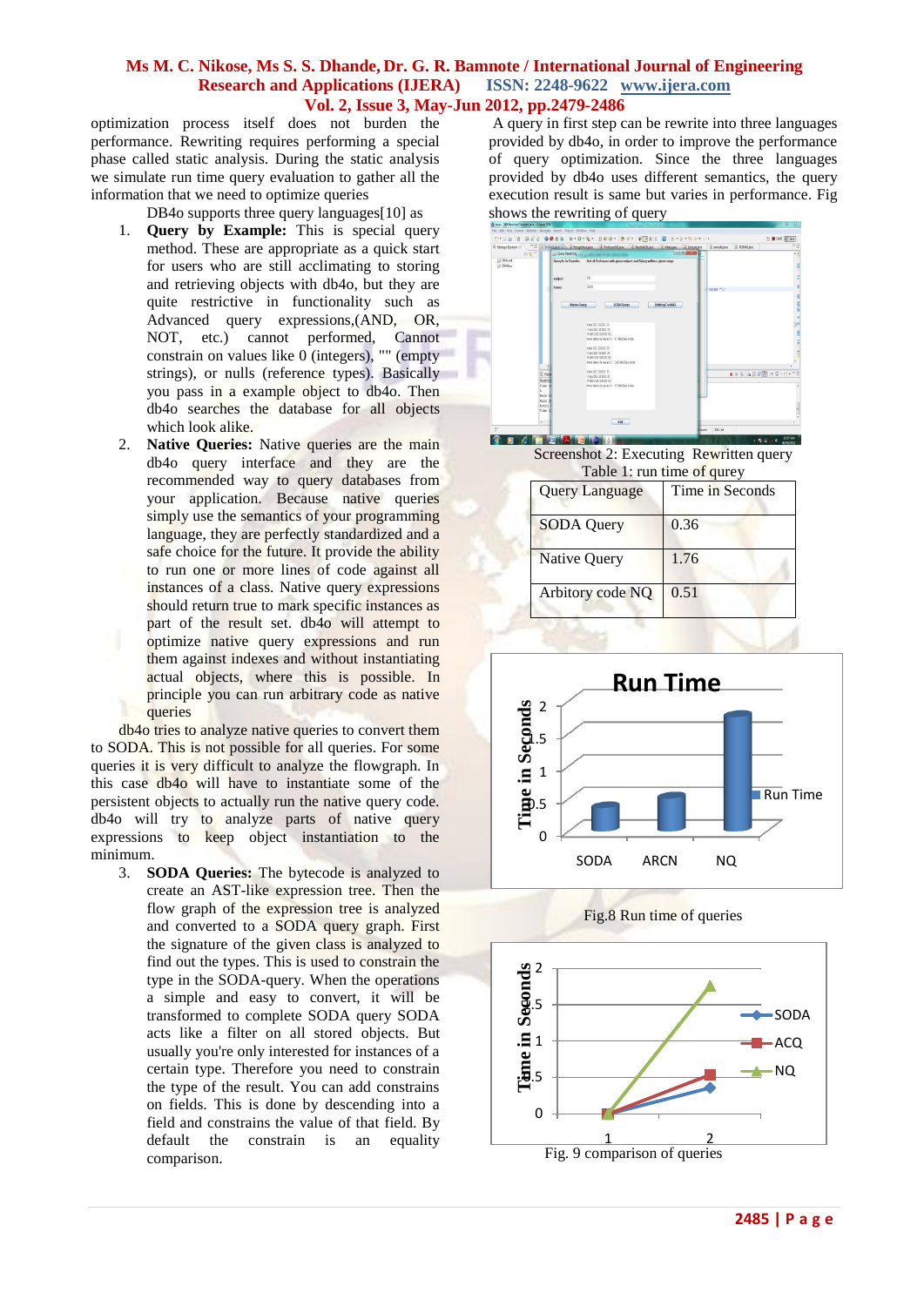optimization process itself does not burden the performance. Rewriting requires performing a special phase called static analysis. During the static analysis we simulate run time query evaluation to gather all the information that we need to optimize queries

DB4o supports three query languages[10] as

1. **Query by Example:** This is special query method. These are appropriate as a quick start for users who are still acclimating to storing and retrieving objects with db4o, but they are quite restrictive in functionality such as Advanced query expressions,(AND, OR, NOT, etc.) cannot performed, Cannot constrain on values like 0 (integers), "" (empty strings), or nulls (reference types). Basically you pass in a example object to db4o. Then db4o searches the database for all objects which look alike.
2. **Native Queries:** Native queries are the main db4o query interface and they are the recommended way to query databases from your application. Because native queries simply use the semantics of your programming language, they are perfectly standardized and a safe choice for the future. It provide the ability to run one or more lines of code against all instances of a class. Native query expressions should return true to mark specific instances as part of the result set. db4o will attempt to optimize native query expressions and run them against indexes and without instantiating actual objects, where this is possible. In principle you can run arbitrary code as native queries

db4o tries to analyze native queries to convert them to SODA. This is not possible for all queries. For some queries it is very difficult to analyze the flowgraph. In this case db4o will have to instantiate some of the persistent objects to actually run the native query code. db4o will try to analyze parts of native query expressions to keep object instantiation to the minimum.

3. **SODA Queries:** The bytecode is analyzed to create an AST-like expression tree. Then the flow graph of the expression tree is analyzed and converted to a SODA query graph. First the signature of the given class is analyzed to find out the types. This is used to constrain the type in the SODA-query. When the operations a simple and easy to convert, it will be transformed to complete SODA query SODA acts like a filter on all stored objects. But usually you're only interested for instances of a certain type. Therefore you need to constrain the type of the result. You can add constrains on fields. This is done by descending into a field and constrains the value of that field. By default the constrain is an equality comparison.

A query in first step can be rewrite into three languages provided by db4o, in order to improve the performance of query optimization. Since the three languages provided by db4o uses different semantics, the query execution result is same but varies in performance. Fig shows the rewriting of query

Screenshot 2: Executing Rewritten query

Table 1: run time of qurey

| Query Language | Time in Seconds |
|---|---|
| SODA Query | 0.36 |
| Native Query | 1.76 |
| Arbitory code NQ | 0.51 |

Fig.8 Run time of queries

Fig. 9 comparison of queries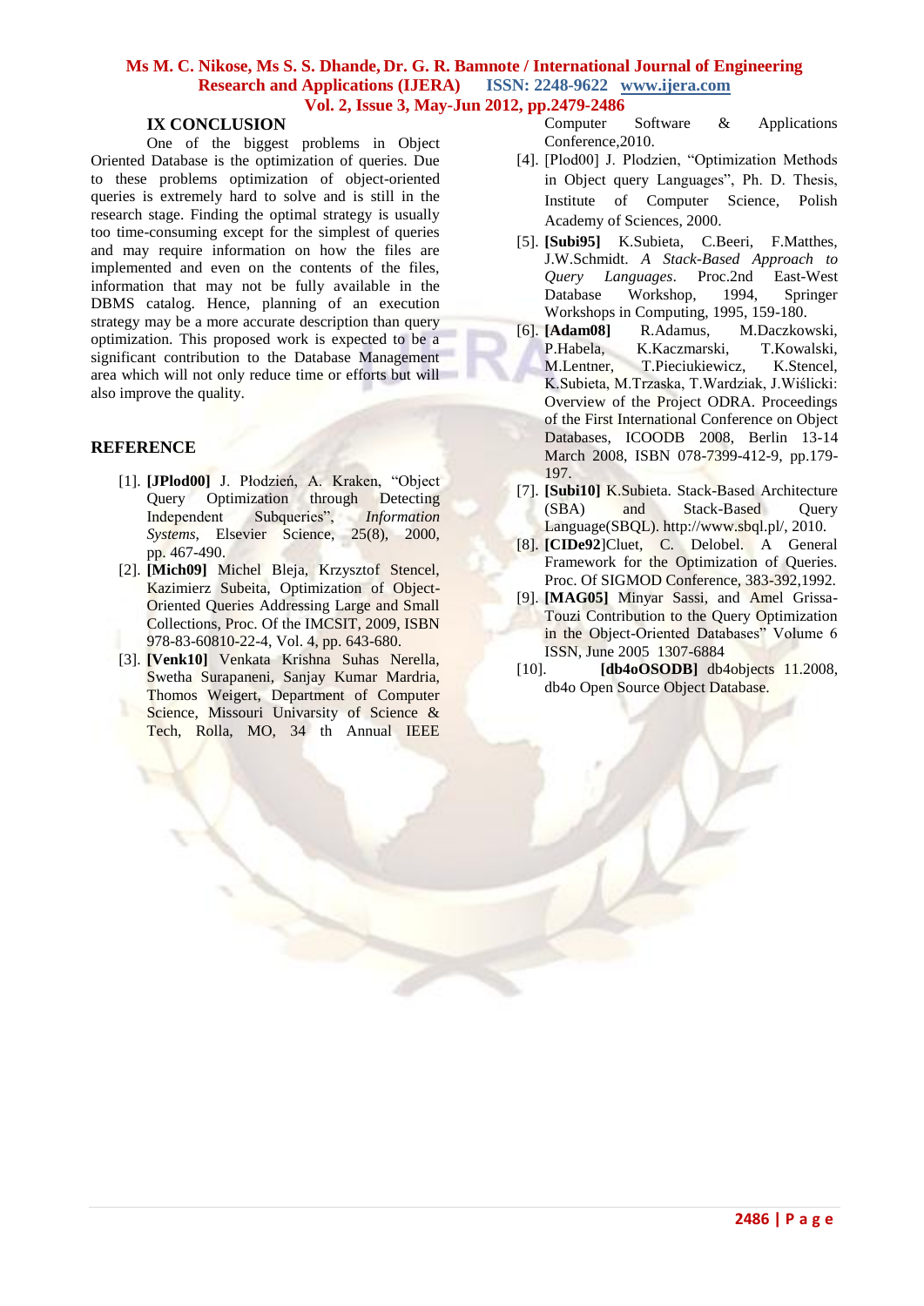## IX CONCLUSION

One of the biggest problems in Object Oriented Database is the optimization of queries. Due to these problems optimization of object-oriented queries is extremely hard to solve and is still in the research stage. Finding the optimal strategy is usually too time-consuming except for the simplest of queries and may require information on how the files are implemented and even on the contents of the files, information that may not be fully available in the DBMS catalog. Hence, planning of an execution strategy may be a more accurate description than query optimization. This proposed work is expected to be a significant contribution to the Database Management area which will not only reduce time or efforts but will also improve the quality.

## REFERENCE

[1]. **[JPlod00]** J. Płodzień, A. Kraken, "Object Query Optimization through Detecting Independent Subqueries", *Information Systems*, Elsevier Science, 25(8), 2000, pp. 467-490.

[2]. **[Mich09]** Michel Bleja, Krzysztof Stencel, Kazimierz Subeita, Optimization of Object-Oriented Queries Addressing Large and Small Collections, Proc. Of the IMCSIT, 2009, ISBN 978-83-60810-22-4, Vol. 4, pp. 643-680.

[3]. **[Venk10]** Venkata Krishna Suhas Nerella, Swetha Surapaneni, Sanjay Kumar Mardria, Thomos Weigert, Department of Computer Science, Missouri Univarsity of Science & Tech, Rolla, MO, 34 th Annual IEEE Computer Software & Applications Conference,2010.

[4]. [Plod00] J. Plodzien, "Optimization Methods in Object query Languages", Ph. D. Thesis, Institute of Computer Science, Polish Academy of Sciences, 2000.

[5]. **[Subi95]** K.Subieta, C.Beeri, F.Matthes, J.W.Schmidt. *A Stack-Based Approach to Query Languages*. Proc.2nd East-West Database Workshop, 1994, Springer Workshops in Computing, 1995, 159-180.

[6]. **[Adam08]** R.Adamus, M.Daczkowski, P.Habela, K.Kaczmarski, T.Kowalski, M.Lentner, T.Pieciukiewicz, K.Stencel, K.Subieta, M.Trzaska, T.Wardziak, J.Wiślicki: Overview of the Project ODRA. Proceedings of the First International Conference on Object Databases, ICOODB 2008, Berlin 13-14 March 2008, ISBN 078-7399-412-9, pp.179-197.

[7]. **[Subi10]** K.Subieta. Stack-Based Architecture (SBA) and Stack-Based Query Language(SBQL). http://www.sbql.pl/, 2010.

[8]. **[CIDe92]**Cluet, C. Delobel. A General Framework for the Optimization of Queries. Proc. Of SIGMOD Conference, 383-392,1992.

[9]. **[MAG05]** Minyar Sassi, and Amel Grissa-Touzi Contribution to the Query Optimization in the Object-Oriented Databases" Volume 6 ISSN, June 2005 1307-6884

[10]. **[db4oOSODB]** db4objects 11.2008, db4o Open Source Object Database.